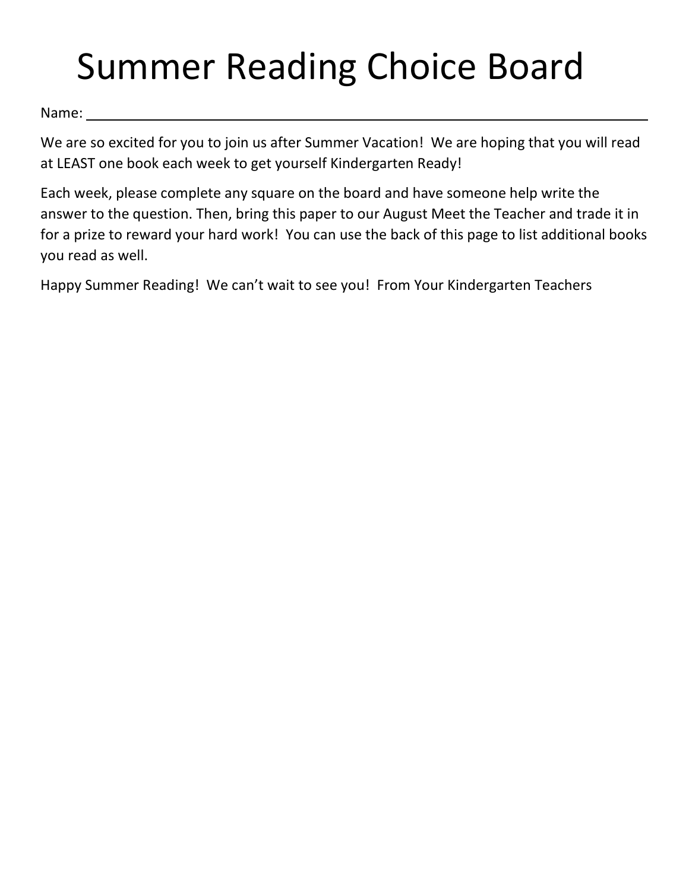# Summer Reading Choice Board

Name: ________________________________________________________________

We are so excited for you to join us after Summer Vacation! We are hoping that you will read at LEAST one book each week to get yourself Kindergarten Ready!

Each week, please complete any square on the board and have someone help write the answer to the question. Then, bring this paper to our August Meet the Teacher and trade it in for a prize to reward your hard work! You can use the back of this page to list additional books you read as well.

Happy Summer Reading! We can't wait to see you! From Your Kindergarten Teachers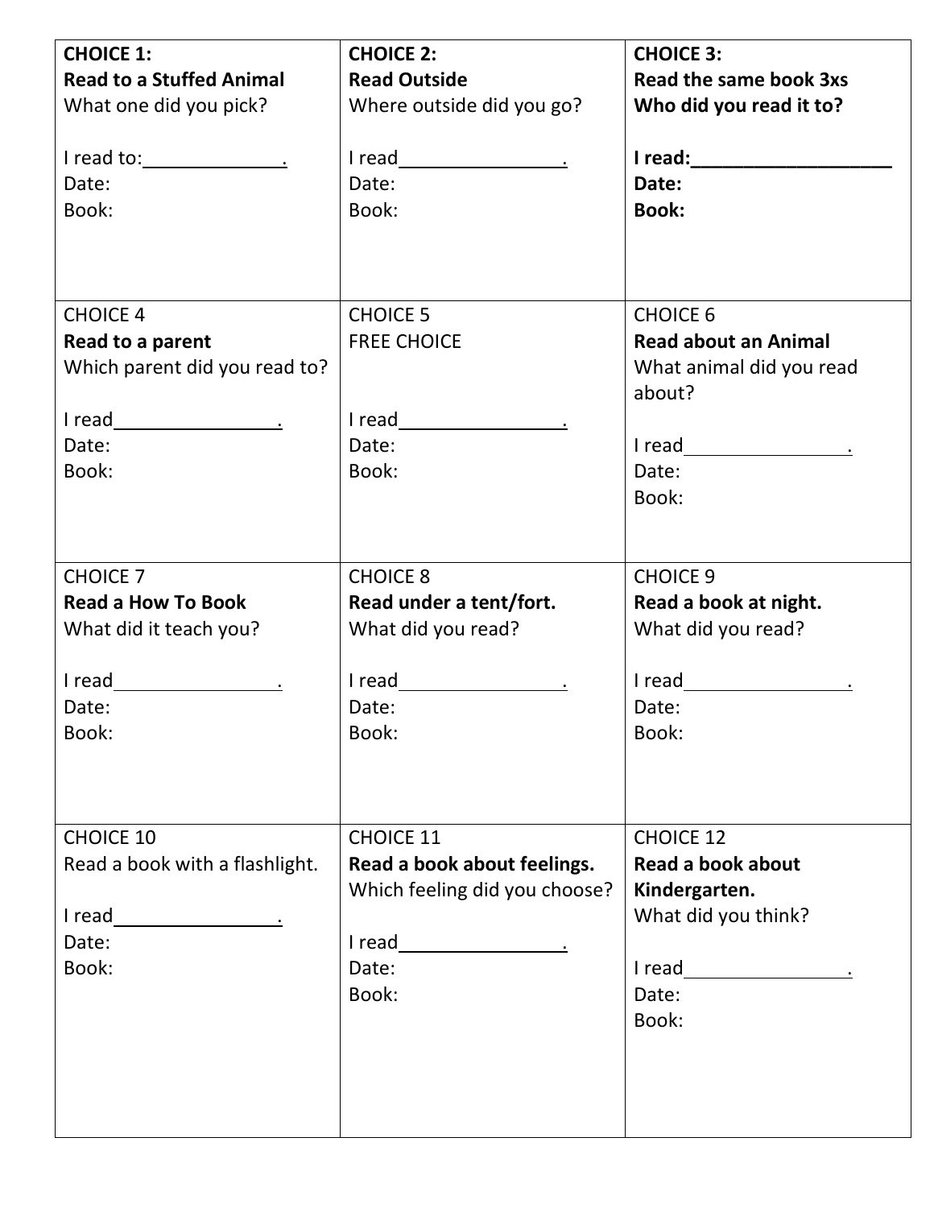| | | |
|---|---|---|
| **CHOICE 1:**<br>**Read to a Stuffed Animal**<br>What one did you pick?<br><br>I read to:______________.<br>Date:<br>Book: | **CHOICE 2:**<br>**Read Outside**<br>Where outside did you go?<br><br>I read________________.<br>Date:<br>Book: | **CHOICE 3:**<br>**Read the same book 3xs**<br>**Who did you read it to?**<br><br>**I read:___________________**<br>**Date:**<br>**Book:** |
| CHOICE 4<br>**Read to a parent**<br>Which parent did you read to?<br><br>I read________________.<br>Date:<br>Book: | CHOICE 5<br>FREE CHOICE<br><br><br>I read________________.<br>Date:<br>Book: | CHOICE 6<br>**Read about an Animal**<br>What animal did you read about?<br><br>I read________________.<br>Date:<br>Book: |
| CHOICE 7<br>**Read a How To Book**<br>What did it teach you?<br><br>I read________________.<br>Date:<br>Book: | CHOICE 8<br>**Read under a tent/fort.**<br>What did you read?<br><br>I read________________.<br>Date:<br>Book: | CHOICE 9<br>**Read a book at night.**<br>What did you read?<br><br>I read________________.<br>Date:<br>Book: |
| CHOICE 10<br>Read a book with a flashlight.<br><br>I read________________.<br>Date:<br>Book: | CHOICE 11<br>**Read a book about feelings.**<br>Which feeling did you choose?<br><br>I read________________.<br>Date:<br>Book: | CHOICE 12<br>**Read a book about Kindergarten.**<br>What did you think?<br><br>I read________________.<br>Date:<br>Book: |